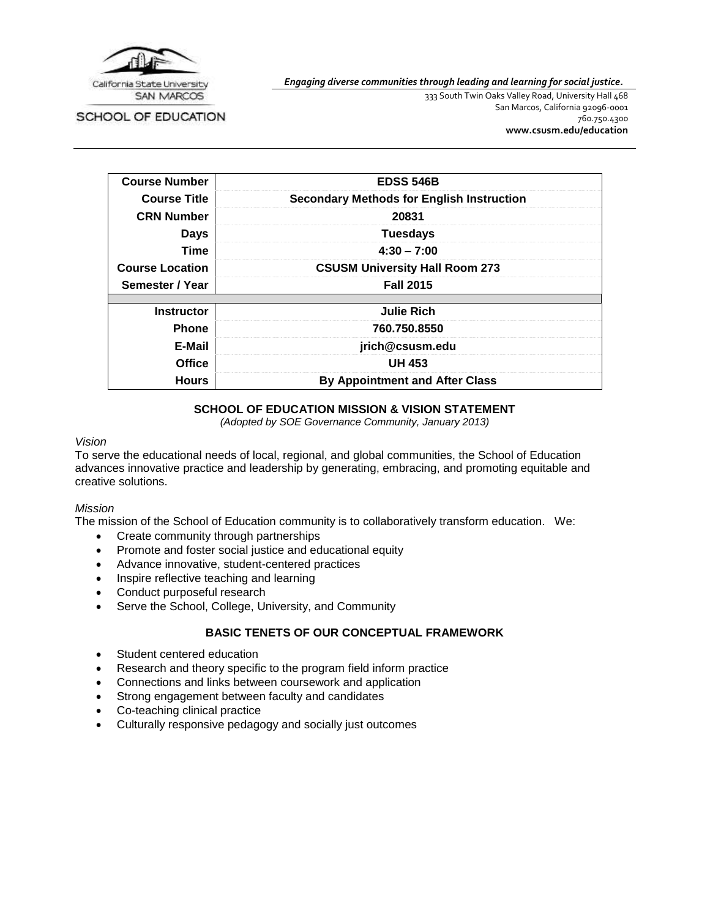California State University
SAN MARCOS

SCHOOL OF EDUCATION

***Engaging diverse communities through leading and learning for social justice.***

333 South Twin Oaks Valley Road, University Hall 468
San Marcos, California 92096-0001
760.750.4300
**www.csusm.edu/education**

| | |
|---|---|
| **Course Number** | **EDSS 546B** |
| **Course Title** | **Secondary Methods for English Instruction** |
| **CRN Number** | **20831** |
| **Days** | **Tuesdays** |
| **Time** | **4:30 – 7:00** |
| **Course Location** | **CSUSM University Hall Room 273** |
| **Semester / Year** | **Fall 2015** |
| | |
| **Instructor** | **Julie Rich** |
| **Phone** | **760.750.8550** |
| **E-Mail** | **jrich@csusm.edu** |
| **Office** | **UH 453** |
| **Hours** | **By Appointment and After Class** |

## SCHOOL OF EDUCATION MISSION & VISION STATEMENT

*(Adopted by SOE Governance Community, January 2013)*

*Vision*

To serve the educational needs of local, regional, and global communities, the School of Education advances innovative practice and leadership by generating, embracing, and promoting equitable and creative solutions.

*Mission*

The mission of the School of Education community is to collaboratively transform education. We:

- Create community through partnerships
- Promote and foster social justice and educational equity
- Advance innovative, student-centered practices
- Inspire reflective teaching and learning
- Conduct purposeful research
- Serve the School, College, University, and Community

## BASIC TENETS OF OUR CONCEPTUAL FRAMEWORK

- Student centered education
- Research and theory specific to the program field inform practice
- Connections and links between coursework and application
- Strong engagement between faculty and candidates
- Co-teaching clinical practice
- Culturally responsive pedagogy and socially just outcomes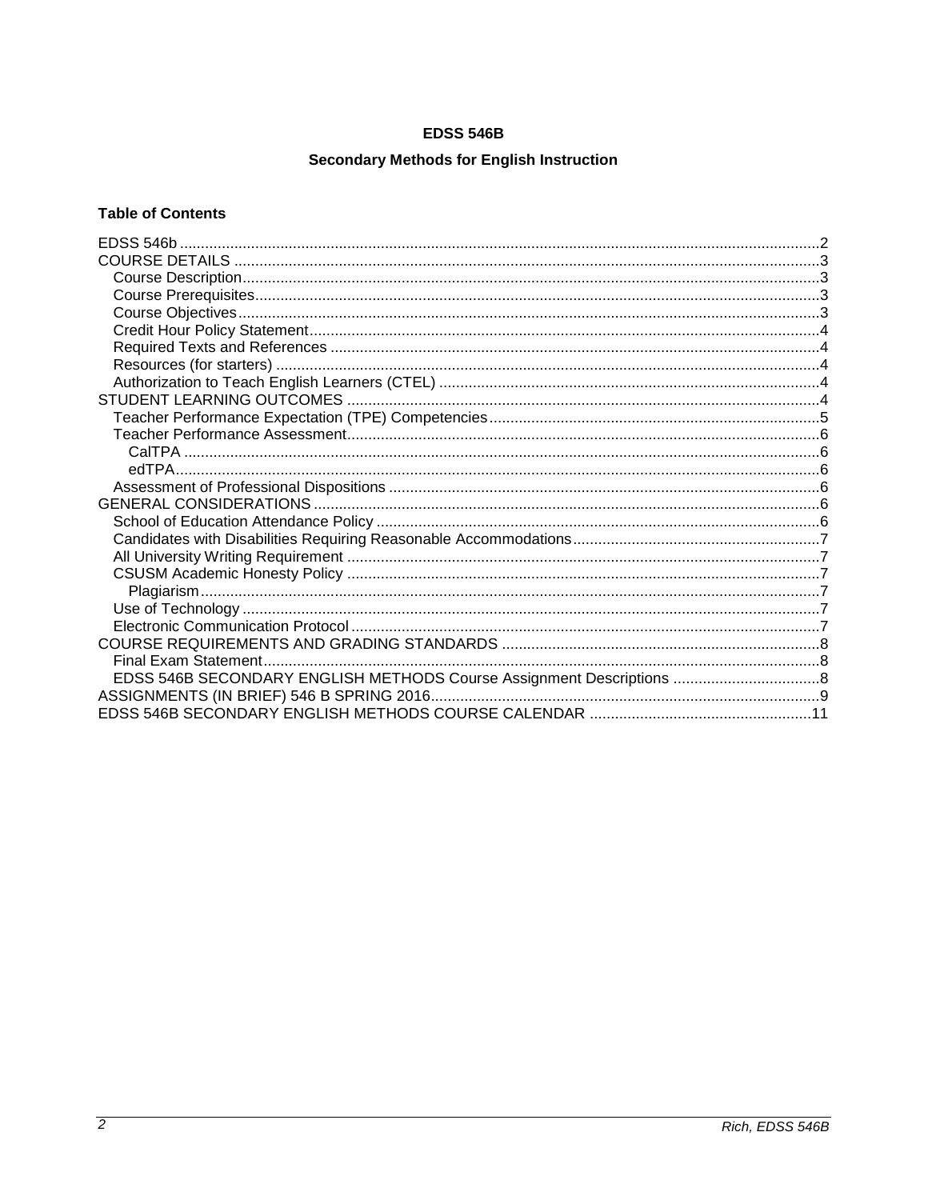**EDSS 546B**

**Secondary Methods for English Instruction**

**Table of Contents**

EDSS 546b ....... 2
COURSE DETAILS ....... 3
- Course Description ....... 3
- Course Prerequisites ....... 3
- Course Objectives ....... 3
- Credit Hour Policy Statement ....... 4
- Required Texts and References ....... 4
- Resources (for starters) ....... 4
- Authorization to Teach English Learners (CTEL) ....... 4

STUDENT LEARNING OUTCOMES ....... 4
- Teacher Performance Expectation (TPE) Competencies ....... 5
- Teacher Performance Assessment ....... 6
  - CalTPA ....... 6
  - edTPA ....... 6
- Assessment of Professional Dispositions ....... 6

GENERAL CONSIDERATIONS ....... 6
- School of Education Attendance Policy ....... 6
- Candidates with Disabilities Requiring Reasonable Accommodations ....... 7
- All University Writing Requirement ....... 7
- CSUSM Academic Honesty Policy ....... 7
  - Plagiarism ....... 7
- Use of Technology ....... 7
- Electronic Communication Protocol ....... 7

COURSE REQUIREMENTS AND GRADING STANDARDS ....... 8
- Final Exam Statement ....... 8
- EDSS 546B SECONDARY ENGLISH METHODS Course Assignment Descriptions ....... 8

ASSIGNMENTS (IN BRIEF) 546 B SPRING 2016 ....... 9
EDSS 546B SECONDARY ENGLISH METHODS COURSE CALENDAR ....... 11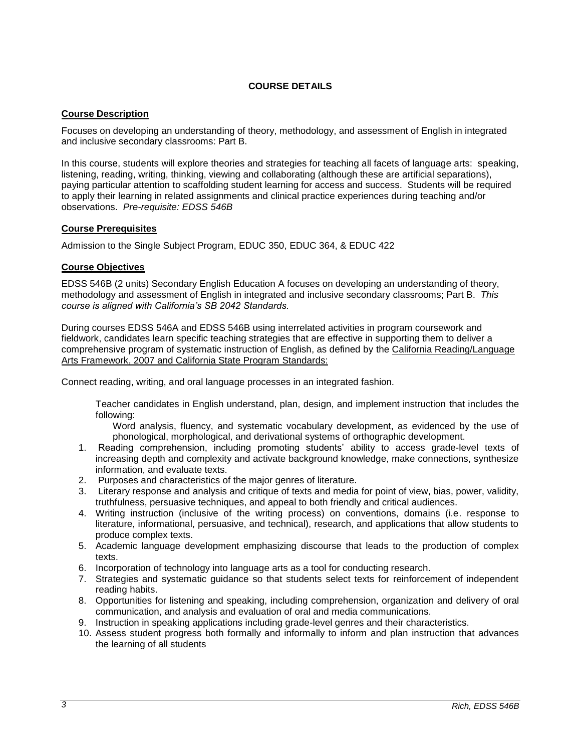## COURSE DETAILS

### Course Description

Focuses on developing an understanding of theory, methodology, and assessment of English in integrated and inclusive secondary classrooms: Part B.

In this course, students will explore theories and strategies for teaching all facets of language arts: speaking, listening, reading, writing, thinking, viewing and collaborating (although these are artificial separations), paying particular attention to scaffolding student learning for access and success. Students will be required to apply their learning in related assignments and clinical practice experiences during teaching and/or observations. *Pre-requisite: EDSS 546B*

### Course Prerequisites

Admission to the Single Subject Program, EDUC 350, EDUC 364, & EDUC 422

### Course Objectives

EDSS 546B (2 units) Secondary English Education A focuses on developing an understanding of theory, methodology and assessment of English in integrated and inclusive secondary classrooms; Part B. *This course is aligned with California's SB 2042 Standards.*

During courses EDSS 546A and EDSS 546B using interrelated activities in program coursework and fieldwork, candidates learn specific teaching strategies that are effective in supporting them to deliver a comprehensive program of systematic instruction of English, as defined by the California Reading/Language Arts Framework, 2007 and California State Program Standards:

Connect reading, writing, and oral language processes in an integrated fashion.

Teacher candidates in English understand, plan, design, and implement instruction that includes the following:

Word analysis, fluency, and systematic vocabulary development, as evidenced by the use of phonological, morphological, and derivational systems of orthographic development.

1. Reading comprehension, including promoting students' ability to access grade-level texts of increasing depth and complexity and activate background knowledge, make connections, synthesize information, and evaluate texts.
2. Purposes and characteristics of the major genres of literature.
3. Literary response and analysis and critique of texts and media for point of view, bias, power, validity, truthfulness, persuasive techniques, and appeal to both friendly and critical audiences.
4. Writing instruction (inclusive of the writing process) on conventions, domains (i.e. response to literature, informational, persuasive, and technical), research, and applications that allow students to produce complex texts.
5. Academic language development emphasizing discourse that leads to the production of complex texts.
6. Incorporation of technology into language arts as a tool for conducting research.
7. Strategies and systematic guidance so that students select texts for reinforcement of independent reading habits.
8. Opportunities for listening and speaking, including comprehension, organization and delivery of oral communication, and analysis and evaluation of oral and media communications.
9. Instruction in speaking applications including grade-level genres and their characteristics.
10. Assess student progress both formally and informally to inform and plan instruction that advances the learning of all students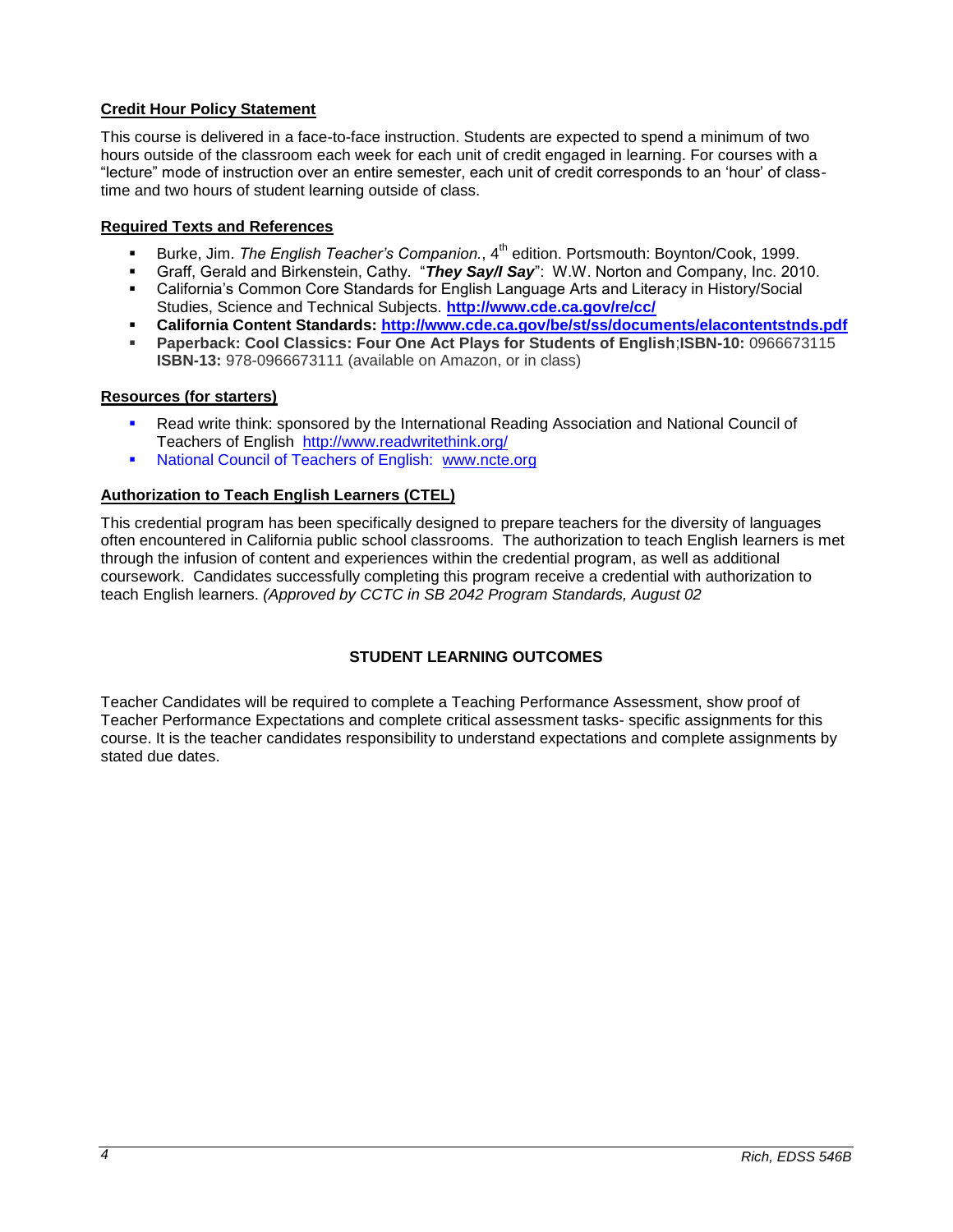**Credit Hour Policy Statement**

This course is delivered in a face-to-face instruction. Students are expected to spend a minimum of two hours outside of the classroom each week for each unit of credit engaged in learning. For courses with a "lecture" mode of instruction over an entire semester, each unit of credit corresponds to an 'hour' of class-time and two hours of student learning outside of class.

**Required Texts and References**

- Burke, Jim. *The English Teacher's Companion.*, 4th edition. Portsmouth: Boynton/Cook, 1999.
- Graff, Gerald and Birkenstein, Cathy. "***They Say/I Say***": W.W. Norton and Company, Inc. 2010.
- California's Common Core Standards for English Language Arts and Literacy in History/Social Studies, Science and Technical Subjects. **http://www.cde.ca.gov/re/cc/**
- **California Content Standards: http://www.cde.ca.gov/be/st/ss/documents/elacontentstnds.pdf**
- **Paperback: Cool Classics: Four One Act Plays for Students of English**;**ISBN-10:** 0966673115 **ISBN-13:** 978-0966673111 (available on Amazon, or in class)

**Resources (for starters)**

- Read write think: sponsored by the International Reading Association and National Council of Teachers of English http://www.readwritethink.org/
- National Council of Teachers of English: www.ncte.org

**Authorization to Teach English Learners (CTEL)**

This credential program has been specifically designed to prepare teachers for the diversity of languages often encountered in California public school classrooms. The authorization to teach English learners is met through the infusion of content and experiences within the credential program, as well as additional coursework. Candidates successfully completing this program receive a credential with authorization to teach English learners. *(Approved by CCTC in SB 2042 Program Standards, August 02*

**STUDENT LEARNING OUTCOMES**

Teacher Candidates will be required to complete a Teaching Performance Assessment, show proof of Teacher Performance Expectations and complete critical assessment tasks- specific assignments for this course. It is the teacher candidates responsibility to understand expectations and complete assignments by stated due dates.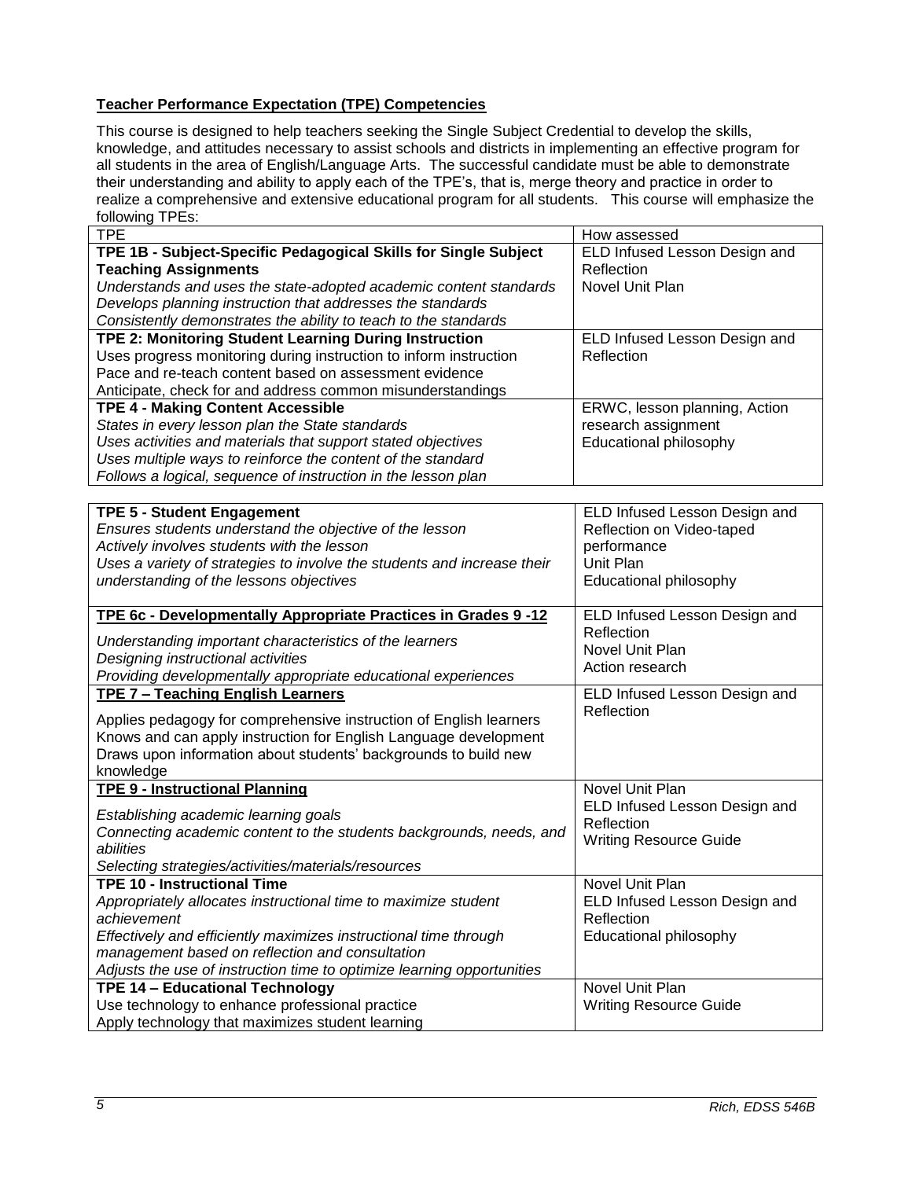**Teacher Performance Expectation (TPE) Competencies**

This course is designed to help teachers seeking the Single Subject Credential to develop the skills, knowledge, and attitudes necessary to assist schools and districts in implementing an effective program for all students in the area of English/Language Arts. The successful candidate must be able to demonstrate their understanding and ability to apply each of the TPE's, that is, merge theory and practice in order to realize a comprehensive and extensive educational program for all students. This course will emphasize the following TPEs:

| TPE | How assessed |
|---|---|
| **TPE 1B - Subject-Specific Pedagogical Skills for Single Subject Teaching Assignments**<br>*Understands and uses the state-adopted academic content standards*<br>*Develops planning instruction that addresses the standards*<br>*Consistently demonstrates the ability to teach to the standards* | ELD Infused Lesson Design and Reflection<br>Novel Unit Plan |
| **TPE 2: Monitoring Student Learning During Instruction**<br>Uses progress monitoring during instruction to inform instruction<br>Pace and re-teach content based on assessment evidence<br>Anticipate, check for and address common misunderstandings | ELD Infused Lesson Design and Reflection |
| **TPE 4 - Making Content Accessible**<br>*States in every lesson plan the State standards*<br>*Uses activities and materials that support stated objectives*<br>*Uses multiple ways to reinforce the content of the standard*<br>*Follows a logical, sequence of instruction in the lesson plan* | ERWC, lesson planning, Action research assignment<br>Educational philosophy |

| | |
|---|---|
| **TPE 5 - Student Engagement**<br>*Ensures students understand the objective of the lesson*<br>*Actively involves students with the lesson*<br>*Uses a variety of strategies to involve the students and increase their understanding of the lessons objectives* | ELD Infused Lesson Design and Reflection on Video-taped performance<br>Unit Plan<br>Educational philosophy |
| **TPE 6c - Developmentally Appropriate Practices in Grades 9 -12**<br>*Understanding important characteristics of the learners*<br>*Designing instructional activities*<br>*Providing developmentally appropriate educational experiences* | ELD Infused Lesson Design and Reflection<br>Novel Unit Plan<br>Action research |
| **TPE 7 – Teaching English Learners**<br>Applies pedagogy for comprehensive instruction of English learners<br>Knows and can apply instruction for English Language development<br>Draws upon information about students' backgrounds to build new knowledge | ELD Infused Lesson Design and Reflection |
| **TPE 9 - Instructional Planning**<br>*Establishing academic learning goals*<br>*Connecting academic content to the students backgrounds, needs, and abilities*<br>*Selecting strategies/activities/materials/resources* | Novel Unit Plan<br>ELD Infused Lesson Design and Reflection<br>Writing Resource Guide |
| **TPE 10 - Instructional Time**<br>*Appropriately allocates instructional time to maximize student achievement*<br>*Effectively and efficiently maximizes instructional time through management based on reflection and consultation*<br>*Adjusts the use of instruction time to optimize learning opportunities* | Novel Unit Plan<br>ELD Infused Lesson Design and Reflection<br>Educational philosophy |
| **TPE 14 – Educational Technology**<br>Use technology to enhance professional practice<br>Apply technology that maximizes student learning | Novel Unit Plan<br>Writing Resource Guide |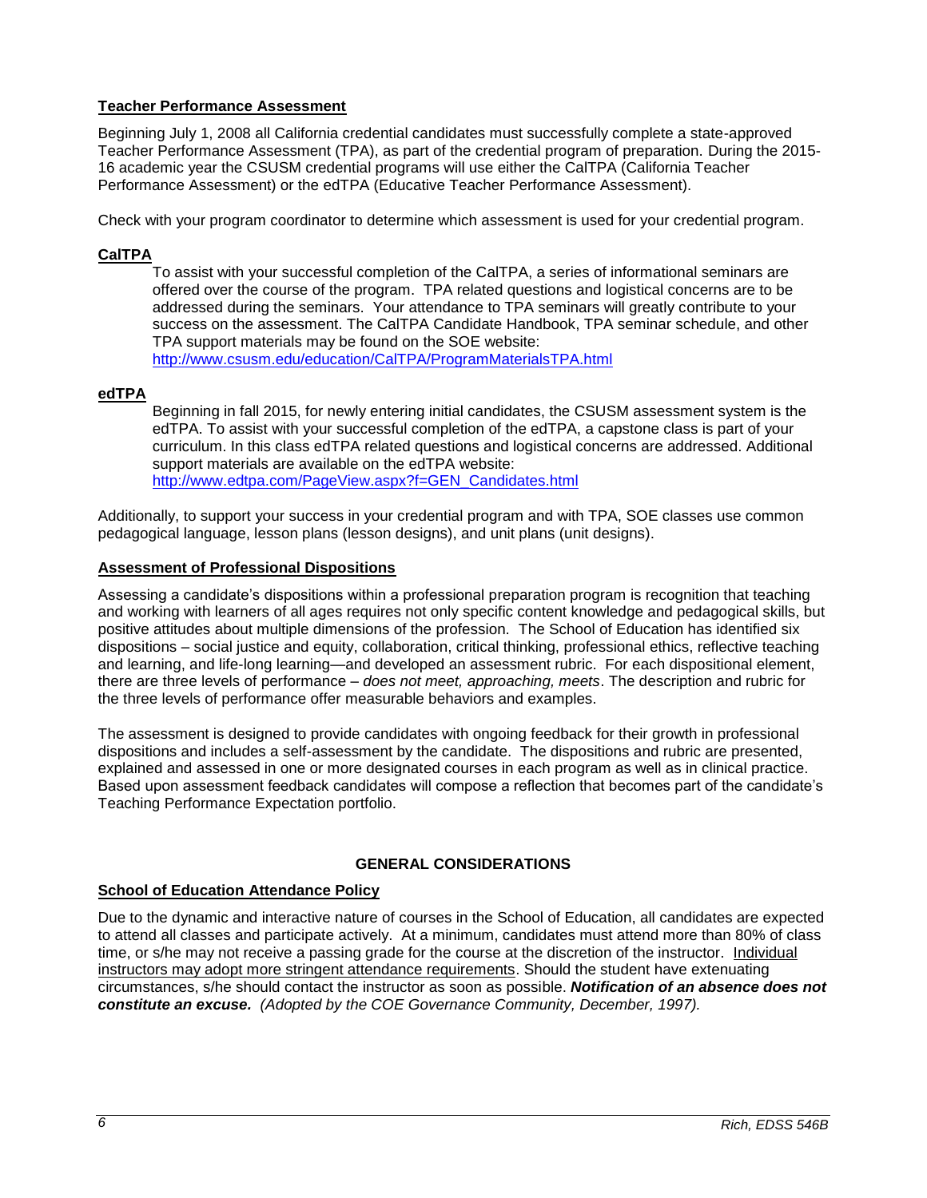## Teacher Performance Assessment

Beginning July 1, 2008 all California credential candidates must successfully complete a state-approved Teacher Performance Assessment (TPA), as part of the credential program of preparation. During the 2015-16 academic year the CSUSM credential programs will use either the CalTPA (California Teacher Performance Assessment) or the edTPA (Educative Teacher Performance Assessment).

Check with your program coordinator to determine which assessment is used for your credential program.

### CalTPA

To assist with your successful completion of the CalTPA, a series of informational seminars are offered over the course of the program. TPA related questions and logistical concerns are to be addressed during the seminars. Your attendance to TPA seminars will greatly contribute to your success on the assessment. The CalTPA Candidate Handbook, TPA seminar schedule, and other TPA support materials may be found on the SOE website:
http://www.csusm.edu/education/CalTPA/ProgramMaterialsTPA.html

### edTPA

Beginning in fall 2015, for newly entering initial candidates, the CSUSM assessment system is the edTPA. To assist with your successful completion of the edTPA, a capstone class is part of your curriculum. In this class edTPA related questions and logistical concerns are addressed. Additional support materials are available on the edTPA website:
http://www.edtpa.com/PageView.aspx?f=GEN_Candidates.html

Additionally, to support your success in your credential program and with TPA, SOE classes use common pedagogical language, lesson plans (lesson designs), and unit plans (unit designs).

## Assessment of Professional Dispositions

Assessing a candidate's dispositions within a professional preparation program is recognition that teaching and working with learners of all ages requires not only specific content knowledge and pedagogical skills, but positive attitudes about multiple dimensions of the profession. The School of Education has identified six dispositions – social justice and equity, collaboration, critical thinking, professional ethics, reflective teaching and learning, and life-long learning—and developed an assessment rubric. For each dispositional element, there are three levels of performance – *does not meet, approaching, meets*. The description and rubric for the three levels of performance offer measurable behaviors and examples.

The assessment is designed to provide candidates with ongoing feedback for their growth in professional dispositions and includes a self-assessment by the candidate. The dispositions and rubric are presented, explained and assessed in one or more designated courses in each program as well as in clinical practice. Based upon assessment feedback candidates will compose a reflection that becomes part of the candidate's Teaching Performance Expectation portfolio.

# GENERAL CONSIDERATIONS

## School of Education Attendance Policy

Due to the dynamic and interactive nature of courses in the School of Education, all candidates are expected to attend all classes and participate actively. At a minimum, candidates must attend more than 80% of class time, or s/he may not receive a passing grade for the course at the discretion of the instructor. Individual instructors may adopt more stringent attendance requirements. Should the student have extenuating circumstances, s/he should contact the instructor as soon as possible. ***Notification of an absence does not constitute an excuse.*** *(Adopted by the COE Governance Community, December, 1997).*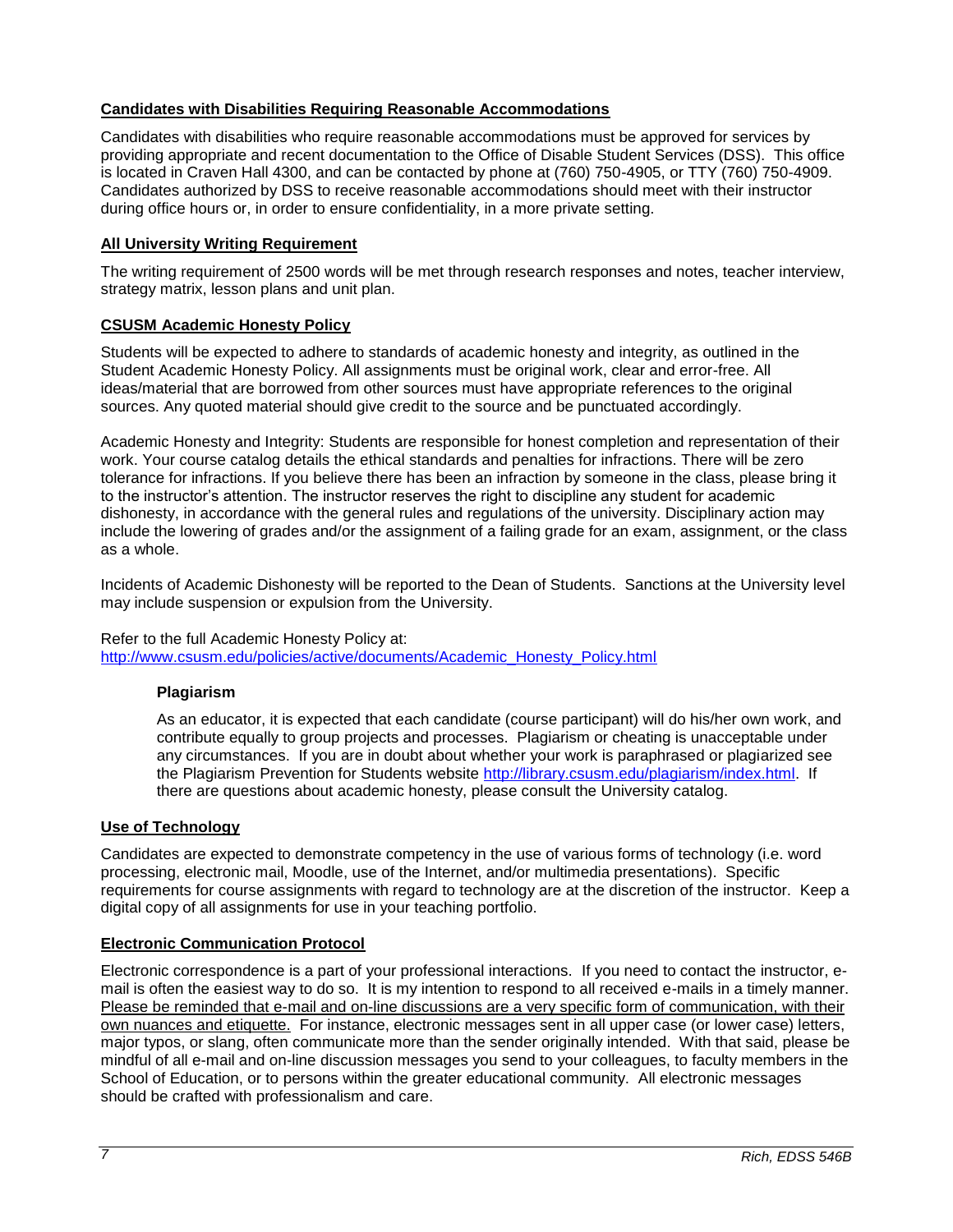## Candidates with Disabilities Requiring Reasonable Accommodations

Candidates with disabilities who require reasonable accommodations must be approved for services by providing appropriate and recent documentation to the Office of Disable Student Services (DSS). This office is located in Craven Hall 4300, and can be contacted by phone at (760) 750-4905, or TTY (760) 750-4909. Candidates authorized by DSS to receive reasonable accommodations should meet with their instructor during office hours or, in order to ensure confidentiality, in a more private setting.

## All University Writing Requirement

The writing requirement of 2500 words will be met through research responses and notes, teacher interview, strategy matrix, lesson plans and unit plan.

## CSUSM Academic Honesty Policy

Students will be expected to adhere to standards of academic honesty and integrity, as outlined in the Student Academic Honesty Policy. All assignments must be original work, clear and error-free. All ideas/material that are borrowed from other sources must have appropriate references to the original sources. Any quoted material should give credit to the source and be punctuated accordingly.

Academic Honesty and Integrity: Students are responsible for honest completion and representation of their work. Your course catalog details the ethical standards and penalties for infractions. There will be zero tolerance for infractions. If you believe there has been an infraction by someone in the class, please bring it to the instructor's attention. The instructor reserves the right to discipline any student for academic dishonesty, in accordance with the general rules and regulations of the university. Disciplinary action may include the lowering of grades and/or the assignment of a failing grade for an exam, assignment, or the class as a whole.

Incidents of Academic Dishonesty will be reported to the Dean of Students. Sanctions at the University level may include suspension or expulsion from the University.

Refer to the full Academic Honesty Policy at: [http://www.csusm.edu/policies/active/documents/Academic_Honesty_Policy.html](http://www.csusm.edu/policies/active/documents/Academic_Honesty_Policy.html)

### Plagiarism

As an educator, it is expected that each candidate (course participant) will do his/her own work, and contribute equally to group projects and processes. Plagiarism or cheating is unacceptable under any circumstances. If you are in doubt about whether your work is paraphrased or plagiarized see the Plagiarism Prevention for Students website [http://library.csusm.edu/plagiarism/index.html](http://library.csusm.edu/plagiarism/index.html). If there are questions about academic honesty, please consult the University catalog.

## Use of Technology

Candidates are expected to demonstrate competency in the use of various forms of technology (i.e. word processing, electronic mail, Moodle, use of the Internet, and/or multimedia presentations). Specific requirements for course assignments with regard to technology are at the discretion of the instructor. Keep a digital copy of all assignments for use in your teaching portfolio.

## Electronic Communication Protocol

Electronic correspondence is a part of your professional interactions. If you need to contact the instructor, e-mail is often the easiest way to do so. It is my intention to respond to all received e-mails in a timely manner. Please be reminded that e-mail and on-line discussions are a very specific form of communication, with their own nuances and etiquette. For instance, electronic messages sent in all upper case (or lower case) letters, major typos, or slang, often communicate more than the sender originally intended. With that said, please be mindful of all e-mail and on-line discussion messages you send to your colleagues, to faculty members in the School of Education, or to persons within the greater educational community. All electronic messages should be crafted with professionalism and care.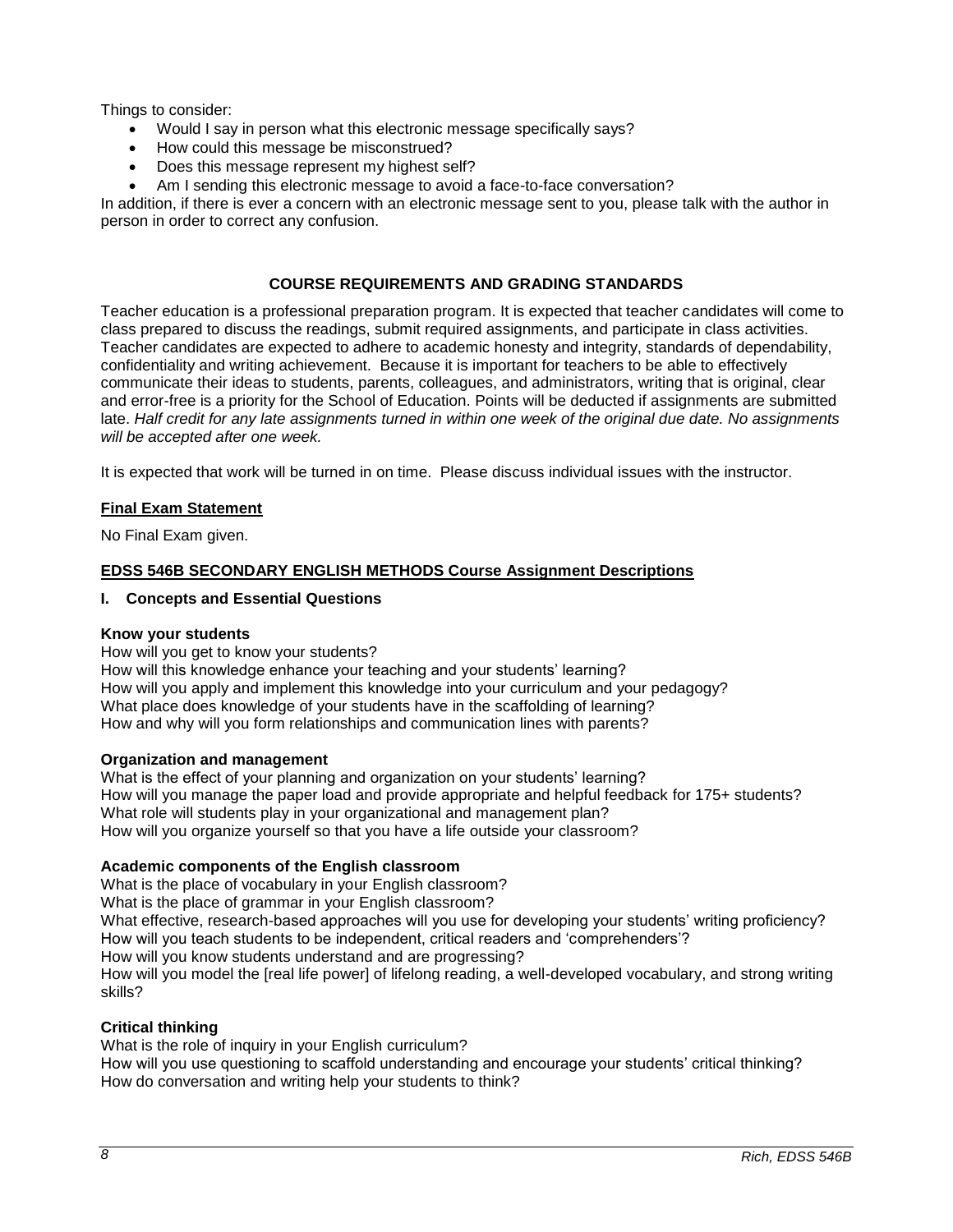Things to consider:

- Would I say in person what this electronic message specifically says?
- How could this message be misconstrued?
- Does this message represent my highest self?
- Am I sending this electronic message to avoid a face-to-face conversation?

In addition, if there is ever a concern with an electronic message sent to you, please talk with the author in person in order to correct any confusion.

## COURSE REQUIREMENTS AND GRADING STANDARDS

Teacher education is a professional preparation program. It is expected that teacher candidates will come to class prepared to discuss the readings, submit required assignments, and participate in class activities. Teacher candidates are expected to adhere to academic honesty and integrity, standards of dependability, confidentiality and writing achievement. Because it is important for teachers to be able to effectively communicate their ideas to students, parents, colleagues, and administrators, writing that is original, clear and error-free is a priority for the School of Education. Points will be deducted if assignments are submitted late. *Half credit for any late assignments turned in within one week of the original due date. No assignments will be accepted after one week.*

It is expected that work will be turned in on time. Please discuss individual issues with the instructor.

### Final Exam Statement

No Final Exam given.

### EDSS 546B SECONDARY ENGLISH METHODS Course Assignment Descriptions

#### I. Concepts and Essential Questions

**Know your students**

How will you get to know your students?
How will this knowledge enhance your teaching and your students' learning?
How will you apply and implement this knowledge into your curriculum and your pedagogy?
What place does knowledge of your students have in the scaffolding of learning?
How and why will you form relationships and communication lines with parents?

**Organization and management**

What is the effect of your planning and organization on your students' learning?
How will you manage the paper load and provide appropriate and helpful feedback for 175+ students?
What role will students play in your organizational and management plan?
How will you organize yourself so that you have a life outside your classroom?

**Academic components of the English classroom**

What is the place of vocabulary in your English classroom?
What is the place of grammar in your English classroom?
What effective, research-based approaches will you use for developing your students' writing proficiency?
How will you teach students to be independent, critical readers and 'comprehenders'?
How will you know students understand and are progressing?
How will you model the [real life power] of lifelong reading, a well-developed vocabulary, and strong writing skills?

**Critical thinking**

What is the role of inquiry in your English curriculum?
How will you use questioning to scaffold understanding and encourage your students' critical thinking?
How do conversation and writing help your students to think?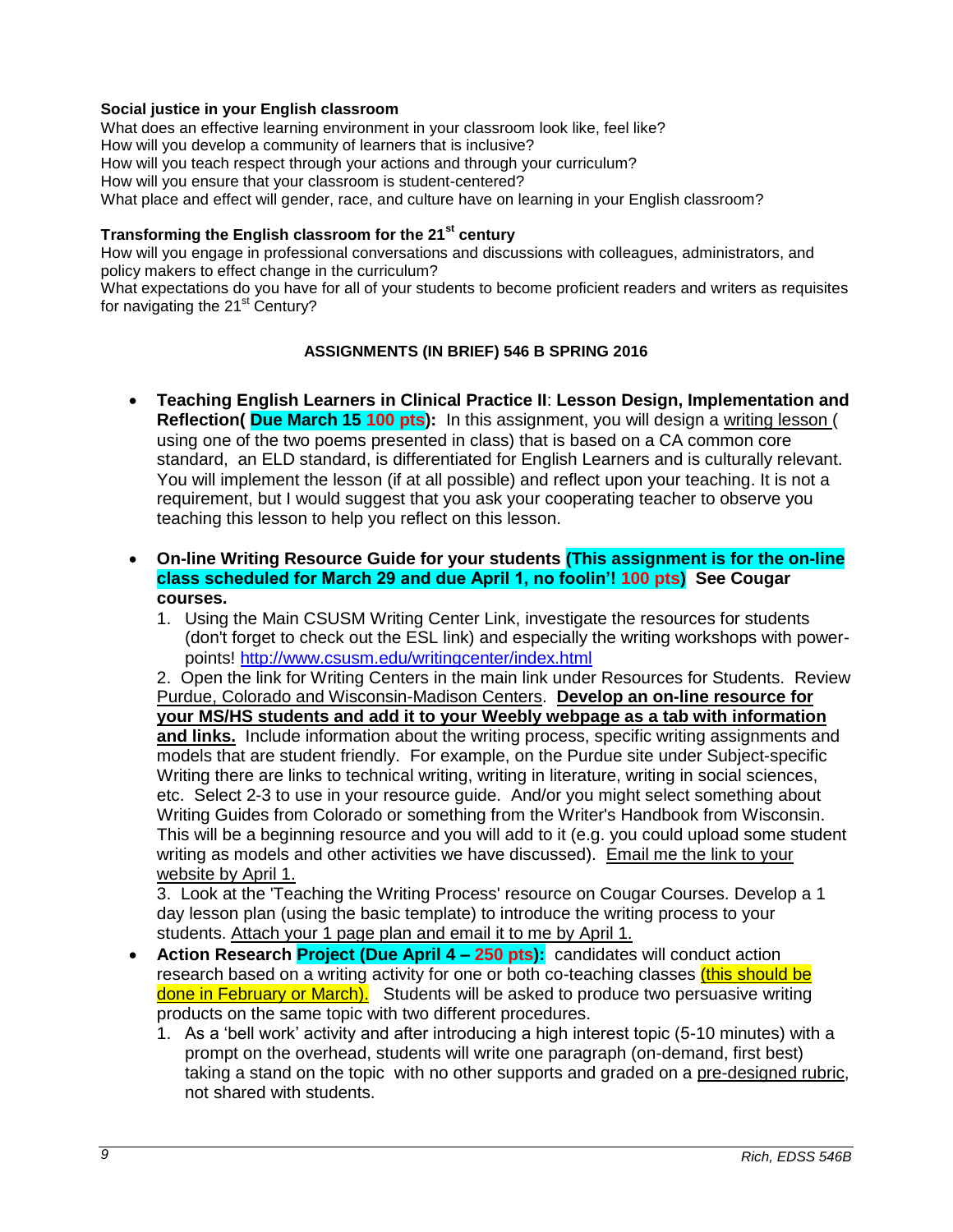**Social justice in your English classroom**

What does an effective learning environment in your classroom look like, feel like?
How will you develop a community of learners that is inclusive?
How will you teach respect through your actions and through your curriculum?
How will you ensure that your classroom is student-centered?
What place and effect will gender, race, and culture have on learning in your English classroom?

**Transforming the English classroom for the 21st century**

How will you engage in professional conversations and discussions with colleagues, administrators, and policy makers to effect change in the curriculum?
What expectations do you have for all of your students to become proficient readers and writers as requisites for navigating the 21st Century?

**ASSIGNMENTS (IN BRIEF) 546 B SPRING 2016**

- **Teaching English Learners in Clinical Practice II**: **Lesson Design, Implementation and Reflection( Due March 15 100 pts):** In this assignment, you will design a writing lesson ( using one of the two poems presented in class) that is based on a CA common core standard, an ELD standard, is differentiated for English Learners and is culturally relevant. You will implement the lesson (if at all possible) and reflect upon your teaching. It is not a requirement, but I would suggest that you ask your cooperating teacher to observe you teaching this lesson to help you reflect on this lesson.

- **On-line Writing Resource Guide for your students (This assignment is for the on-line class scheduled for March 29 and due April 1, no foolin'! 100 pts) See Cougar courses.**
  1. Using the Main CSUSM Writing Center Link, investigate the resources for students (don't forget to check out the ESL link) and especially the writing workshops with power-points! http://www.csusm.edu/writingcenter/index.html
  2. Open the link for Writing Centers in the main link under Resources for Students. Review Purdue, Colorado and Wisconsin-Madison Centers. **Develop an on-line resource for your MS/HS students and add it to your Weebly webpage as a tab with information and links.** Include information about the writing process, specific writing assignments and models that are student friendly. For example, on the Purdue site under Subject-specific Writing there are links to technical writing, writing in literature, writing in social sciences, etc. Select 2-3 to use in your resource guide. And/or you might select something about Writing Guides from Colorado or something from the Writer's Handbook from Wisconsin. This will be a beginning resource and you will add to it (e.g. you could upload some student writing as models and other activities we have discussed). Email me the link to your website by April 1.
  3. Look at the 'Teaching the Writing Process' resource on Cougar Courses. Develop a 1 day lesson plan (using the basic template) to introduce the writing process to your students. Attach your 1 page plan and email it to me by April 1.

- **Action Research Project (Due April 4 – 250 pts):** candidates will conduct action research based on a writing activity for one or both co-teaching classes (this should be done in February or March). Students will be asked to produce two persuasive writing products on the same topic with two different procedures.
  1. As a 'bell work' activity and after introducing a high interest topic (5-10 minutes) with a prompt on the overhead, students will write one paragraph (on-demand, first best) taking a stand on the topic with no other supports and graded on a pre-designed rubric, not shared with students.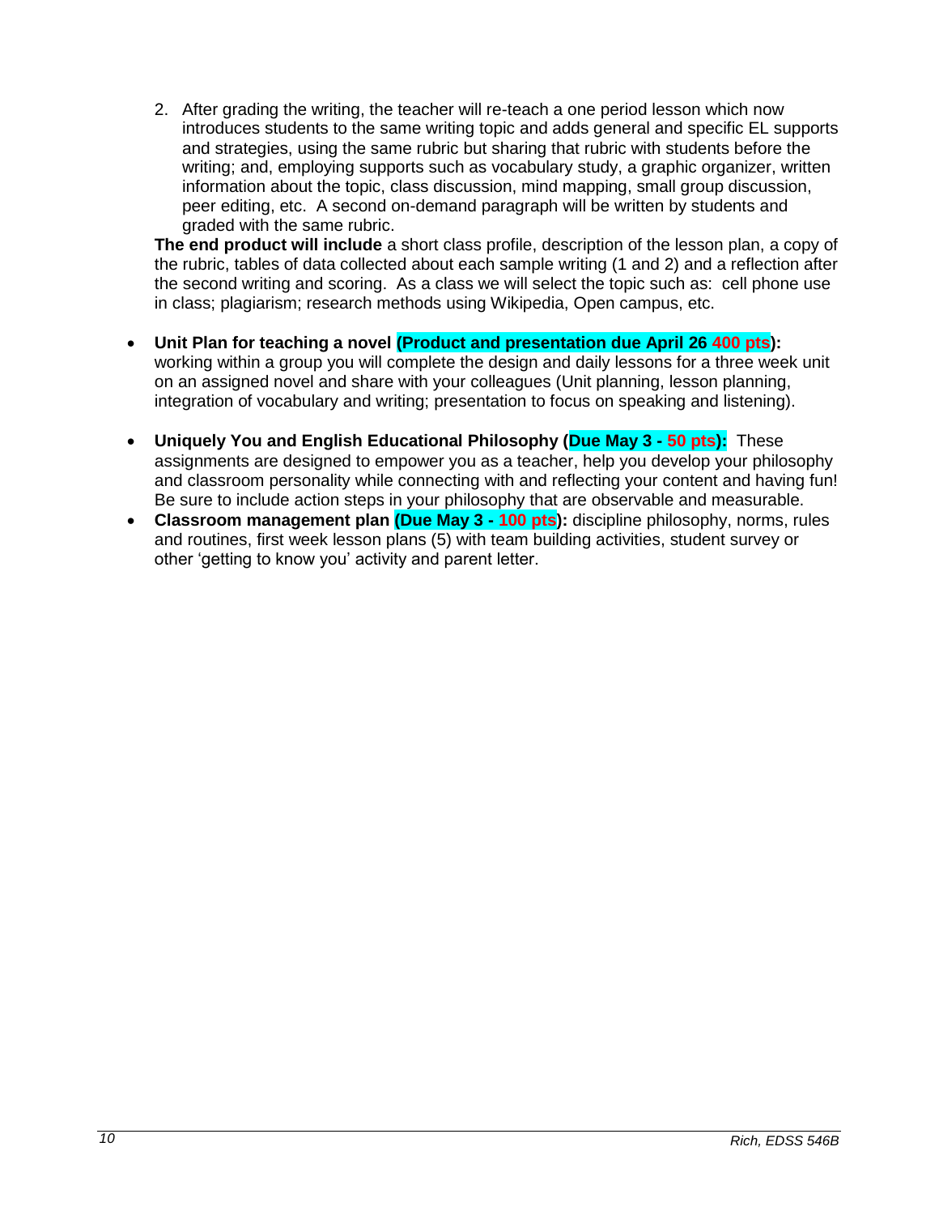2. After grading the writing, the teacher will re-teach a one period lesson which now introduces students to the same writing topic and adds general and specific EL supports and strategies, using the same rubric but sharing that rubric with students before the writing; and, employing supports such as vocabulary study, a graphic organizer, written information about the topic, class discussion, mind mapping, small group discussion, peer editing, etc. A second on-demand paragraph will be written by students and graded with the same rubric.

**The end product will include** a short class profile, description of the lesson plan, a copy of the rubric, tables of data collected about each sample writing (1 and 2) and a reflection after the second writing and scoring. As a class we will select the topic such as: cell phone use in class; plagiarism; research methods using Wikipedia, Open campus, etc.

- **Unit Plan for teaching a novel (Product and presentation due April 26 400 pts):** working within a group you will complete the design and daily lessons for a three week unit on an assigned novel and share with your colleagues (Unit planning, lesson planning, integration of vocabulary and writing; presentation to focus on speaking and listening).
- **Uniquely You and English Educational Philosophy (Due May 3 - 50 pts):** These assignments are designed to empower you as a teacher, help you develop your philosophy and classroom personality while connecting with and reflecting your content and having fun! Be sure to include action steps in your philosophy that are observable and measurable.
- **Classroom management plan (Due May 3 - 100 pts):** discipline philosophy, norms, rules and routines, first week lesson plans (5) with team building activities, student survey or other 'getting to know you' activity and parent letter.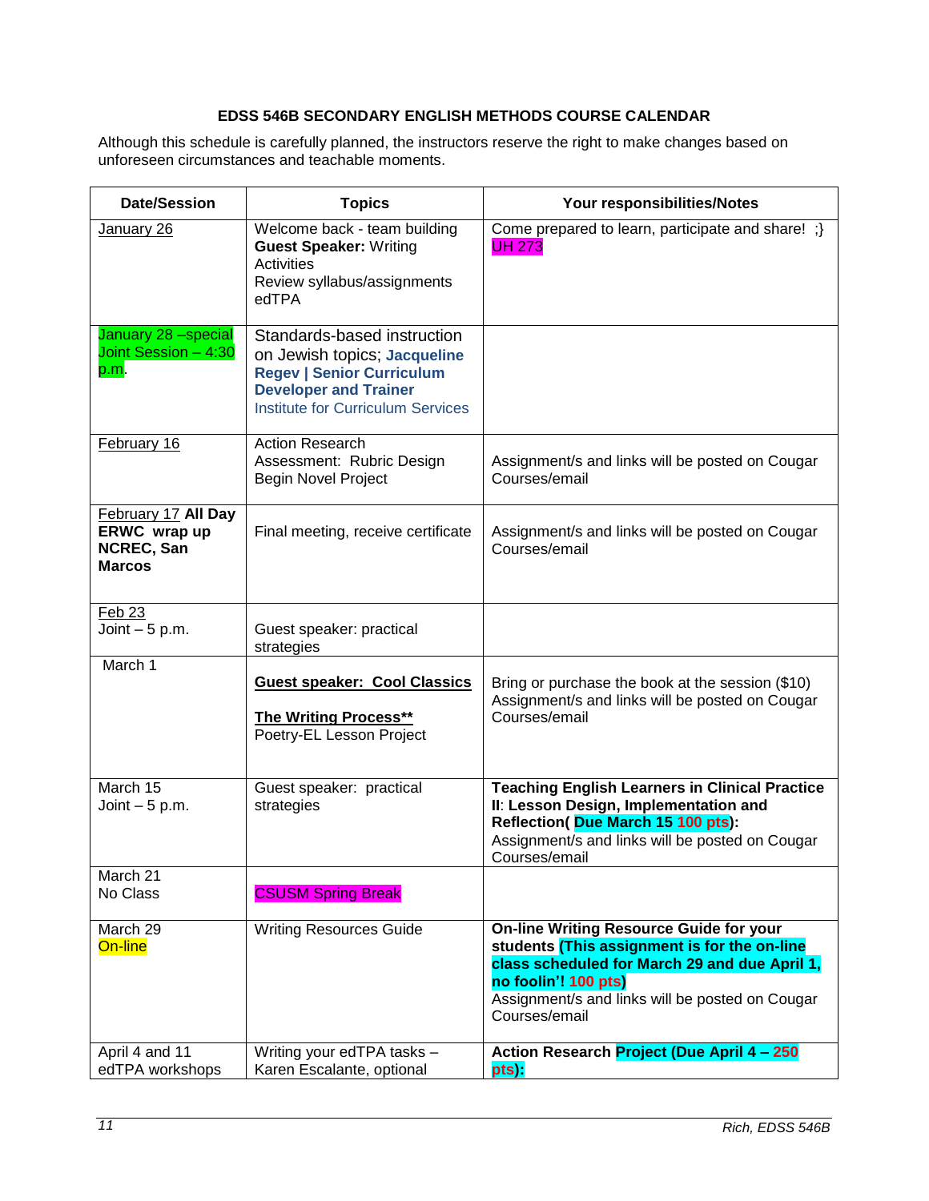**EDSS 546B SECONDARY ENGLISH METHODS COURSE CALENDAR**

Although this schedule is carefully planned, the instructors reserve the right to make changes based on unforeseen circumstances and teachable moments.

| Date/Session | Topics | Your responsibilities/Notes |
|---|---|---|
| January 26 | Welcome back - team building<br>**Guest Speaker:** Writing Activities<br>Review syllabus/assignments<br>edTPA | Come prepared to learn, participate and share! ;}<br>UH 273 |
| January 28 –special Joint Session – 4:30 p.m. | Standards-based instruction on Jewish topics; **Jacqueline Regev \| Senior Curriculum Developer and Trainer**<br>Institute for Curriculum Services | |
| February 16 | Action Research<br>Assessment: Rubric Design<br>Begin Novel Project | Assignment/s and links will be posted on Cougar Courses/email |
| February 17 **All Day ERWC wrap up NCREC, San Marcos** | Final meeting, receive certificate | Assignment/s and links will be posted on Cougar Courses/email |
| Feb 23<br>Joint – 5 p.m. | Guest speaker: practical strategies | |
| March 1 | **Guest speaker: Cool Classics**<br><br>**The Writing Process\*\***<br>Poetry-EL Lesson Project | Bring or purchase the book at the session ($10)<br>Assignment/s and links will be posted on Cougar Courses/email |
| March 15<br>Joint – 5 p.m. | Guest speaker: practical strategies | **Teaching English Learners in Clinical Practice II: Lesson Design, Implementation and Reflection( Due March 15 100 pts):**<br>Assignment/s and links will be posted on Cougar Courses/email |
| March 21<br>No Class | CSUSM Spring Break | |
| March 29<br>On-line | Writing Resources Guide | **On-line Writing Resource Guide for your students (This assignment is for the on-line class scheduled for March 29 and due April 1, no foolin'! 100 pts)**<br>Assignment/s and links will be posted on Cougar Courses/email |
| April 4 and 11<br>edTPA workshops | Writing your edTPA tasks – Karen Escalante, optional | **Action Research Project (Due April 4 – 250 pts):** |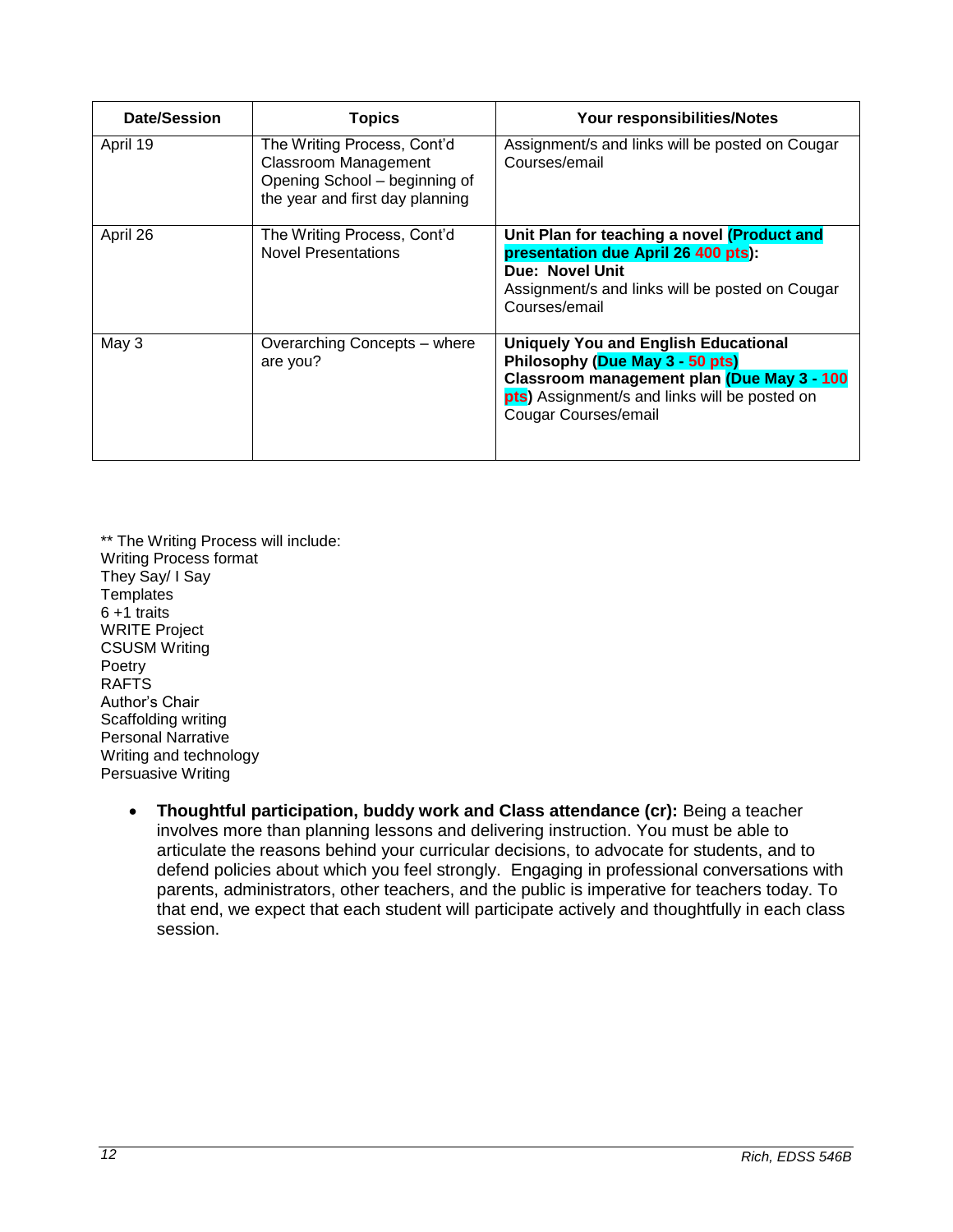| Date/Session | Topics | Your responsibilities/Notes |
|---|---|---|
| April 19 | The Writing Process, Cont'd<br>Classroom Management<br>Opening School – beginning of the year and first day planning | Assignment/s and links will be posted on Cougar Courses/email |
| April 26 | The Writing Process, Cont'd<br>Novel Presentations | **Unit Plan for teaching a novel (Product and presentation due April 26 400 pts):**<br>**Due: Novel Unit**<br>Assignment/s and links will be posted on Cougar Courses/email |
| May 3 | Overarching Concepts – where are you? | **Uniquely You and English Educational Philosophy (Due May 3 - 50 pts)**<br>**Classroom management plan (Due May 3 - 100 pts)** Assignment/s and links will be posted on Cougar Courses/email |

** The Writing Process will include:
Writing Process format
They Say/ I Say
Templates
6 +1 traits
WRITE Project
CSUSM Writing
Poetry
RAFTS
Author's Chair
Scaffolding writing
Personal Narrative
Writing and technology
Persuasive Writing

- **Thoughtful participation, buddy work and Class attendance (cr):** Being a teacher involves more than planning lessons and delivering instruction. You must be able to articulate the reasons behind your curricular decisions, to advocate for students, and to defend policies about which you feel strongly. Engaging in professional conversations with parents, administrators, other teachers, and the public is imperative for teachers today. To that end, we expect that each student will participate actively and thoughtfully in each class session.